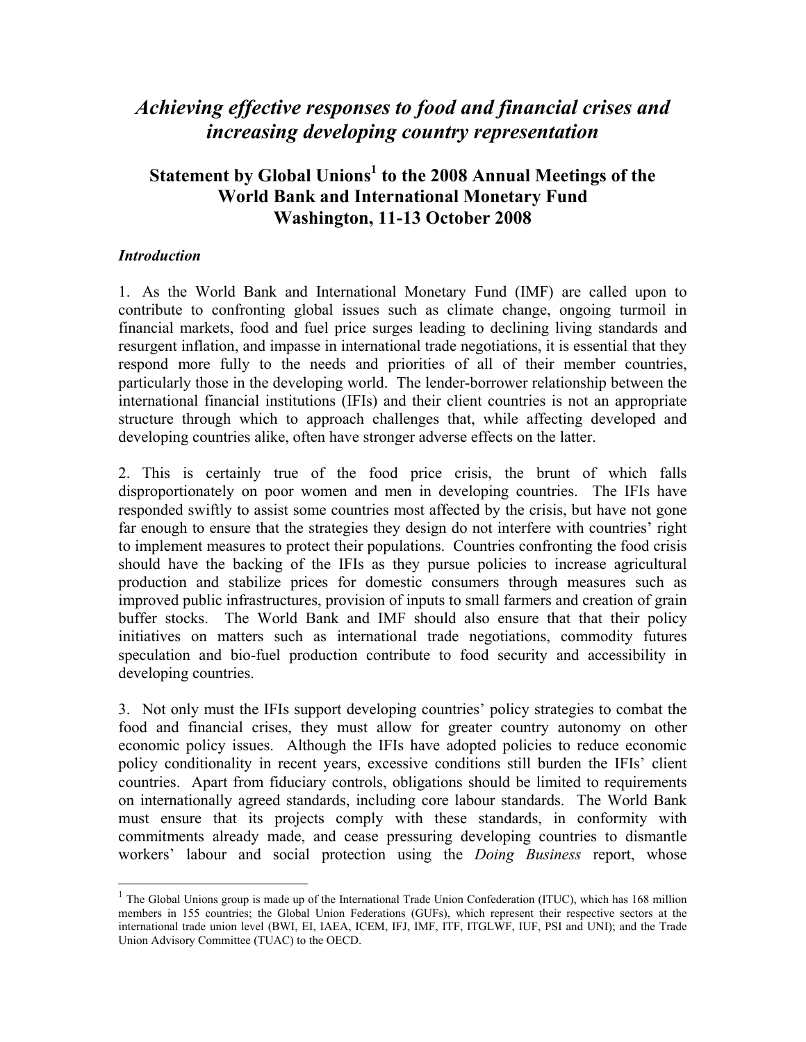# *Achieving effective responses to food and financial crises and increasing developing country representation*

## Statement by Global Unions[1] to the 2008 Annual Meetings of the World Bank and International Monetary Fund Washington, 11-13 October 2008

### *Introduction*

1. As the World Bank and International Monetary Fund (IMF) are called upon to contribute to confronting global issues such as climate change, ongoing turmoil in financial markets, food and fuel price surges leading to declining living standards and resurgent inflation, and impasse in international trade negotiations, it is essential that they respond more fully to the needs and priorities of all of their member countries, particularly those in the developing world. The lender-borrower relationship between the international financial institutions (IFIs) and their client countries is not an appropriate structure through which to approach challenges that, while affecting developed and developing countries alike, often have stronger adverse effects on the latter.

2. This is certainly true of the food price crisis, the brunt of which falls disproportionately on poor women and men in developing countries. The IFIs have responded swiftly to assist some countries most affected by the crisis, but have not gone far enough to ensure that the strategies they design do not interfere with countries' right to implement measures to protect their populations. Countries confronting the food crisis should have the backing of the IFIs as they pursue policies to increase agricultural production and stabilize prices for domestic consumers through measures such as improved public infrastructures, provision of inputs to small farmers and creation of grain buffer stocks. The World Bank and IMF should also ensure that that their policy initiatives on matters such as international trade negotiations, commodity futures speculation and bio-fuel production contribute to food security and accessibility in developing countries.

3. Not only must the IFIs support developing countries' policy strategies to combat the food and financial crises, they must allow for greater country autonomy on other economic policy issues. Although the IFIs have adopted policies to reduce economic policy conditionality in recent years, excessive conditions still burden the IFIs' client countries. Apart from fiduciary controls, obligations should be limited to requirements on internationally agreed standards, including core labour standards. The World Bank must ensure that its projects comply with these standards, in conformity with commitments already made, and cease pressuring developing countries to dismantle workers' labour and social protection using the *Doing Business* report, whose

---

[1] The Global Unions group is made up of the International Trade Union Confederation (ITUC), which has 168 million members in 155 countries; the Global Union Federations (GUFs), which represent their respective sectors at the international trade union level (BWI, EI, IAEA, ICEM, IFJ, IMF, ITF, ITGLWF, IUF, PSI and UNI); and the Trade Union Advisory Committee (TUAC) to the OECD.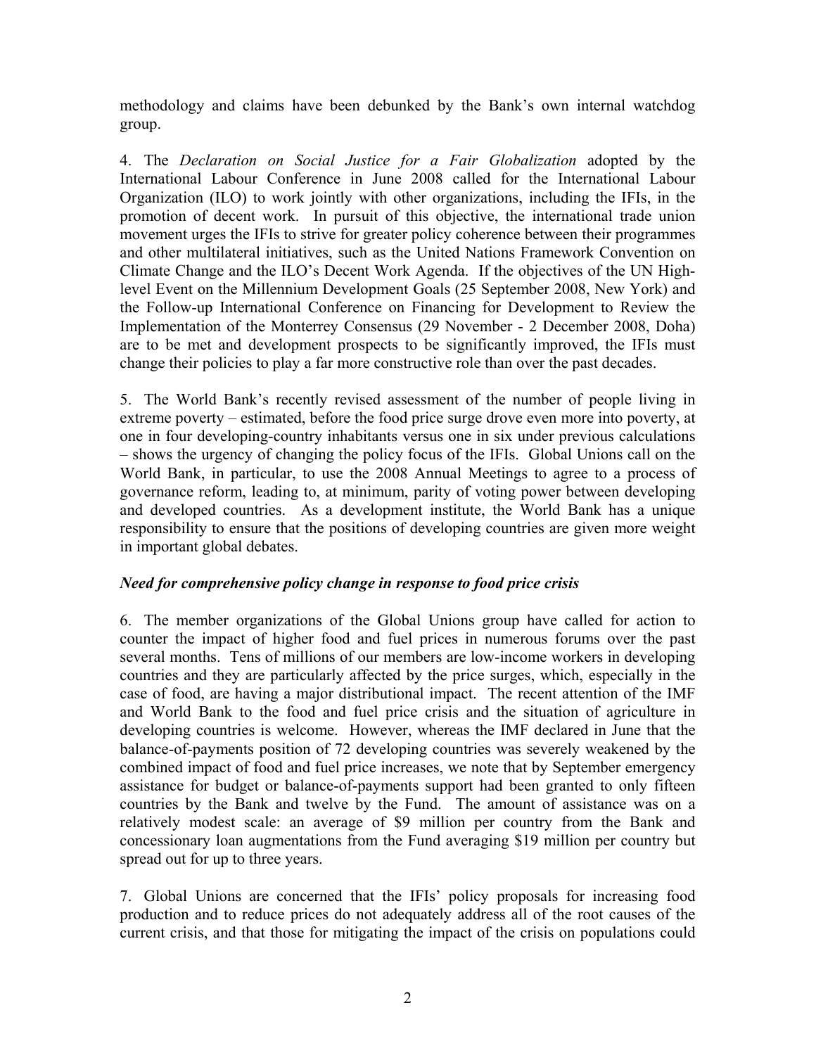methodology and claims have been debunked by the Bank's own internal watchdog group.

4. The *Declaration on Social Justice for a Fair Globalization* adopted by the International Labour Conference in June 2008 called for the International Labour Organization (ILO) to work jointly with other organizations, including the IFIs, in the promotion of decent work. In pursuit of this objective, the international trade union movement urges the IFIs to strive for greater policy coherence between their programmes and other multilateral initiatives, such as the United Nations Framework Convention on Climate Change and the ILO's Decent Work Agenda. If the objectives of the UN High-level Event on the Millennium Development Goals (25 September 2008, New York) and the Follow-up International Conference on Financing for Development to Review the Implementation of the Monterrey Consensus (29 November - 2 December 2008, Doha) are to be met and development prospects to be significantly improved, the IFIs must change their policies to play a far more constructive role than over the past decades.

5. The World Bank's recently revised assessment of the number of people living in extreme poverty – estimated, before the food price surge drove even more into poverty, at one in four developing-country inhabitants versus one in six under previous calculations – shows the urgency of changing the policy focus of the IFIs. Global Unions call on the World Bank, in particular, to use the 2008 Annual Meetings to agree to a process of governance reform, leading to, at minimum, parity of voting power between developing and developed countries. As a development institute, the World Bank has a unique responsibility to ensure that the positions of developing countries are given more weight in important global debates.

### *Need for comprehensive policy change in response to food price crisis*

6. The member organizations of the Global Unions group have called for action to counter the impact of higher food and fuel prices in numerous forums over the past several months. Tens of millions of our members are low-income workers in developing countries and they are particularly affected by the price surges, which, especially in the case of food, are having a major distributional impact. The recent attention of the IMF and World Bank to the food and fuel price crisis and the situation of agriculture in developing countries is welcome. However, whereas the IMF declared in June that the balance-of-payments position of 72 developing countries was severely weakened by the combined impact of food and fuel price increases, we note that by September emergency assistance for budget or balance-of-payments support had been granted to only fifteen countries by the Bank and twelve by the Fund. The amount of assistance was on a relatively modest scale: an average of \$9 million per country from the Bank and concessionary loan augmentations from the Fund averaging \$19 million per country but spread out for up to three years.

7. Global Unions are concerned that the IFIs' policy proposals for increasing food production and to reduce prices do not adequately address all of the root causes of the current crisis, and that those for mitigating the impact of the crisis on populations could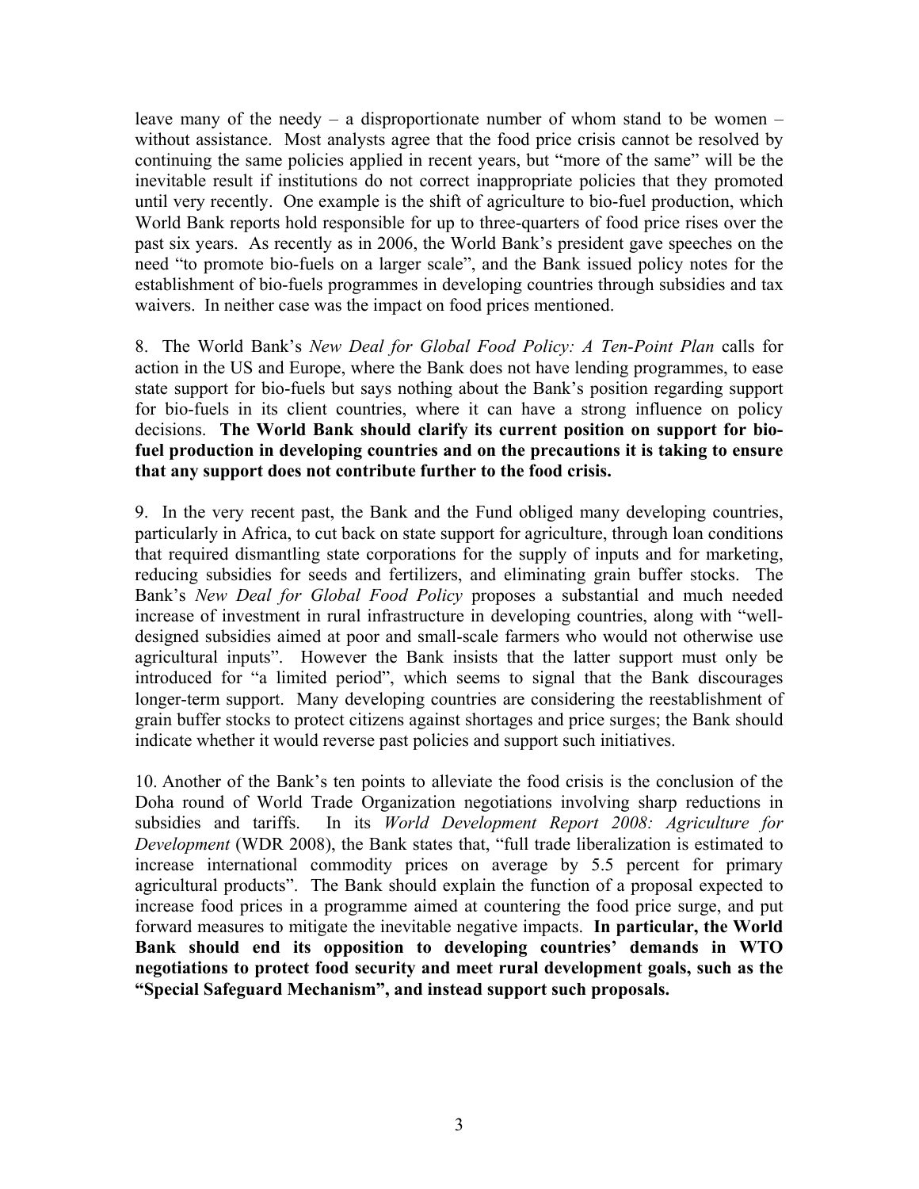leave many of the needy – a disproportionate number of whom stand to be women – without assistance. Most analysts agree that the food price crisis cannot be resolved by continuing the same policies applied in recent years, but "more of the same" will be the inevitable result if institutions do not correct inappropriate policies that they promoted until very recently. One example is the shift of agriculture to bio-fuel production, which World Bank reports hold responsible for up to three-quarters of food price rises over the past six years. As recently as in 2006, the World Bank's president gave speeches on the need "to promote bio-fuels on a larger scale", and the Bank issued policy notes for the establishment of bio-fuels programmes in developing countries through subsidies and tax waivers. In neither case was the impact on food prices mentioned.

8. The World Bank's *New Deal for Global Food Policy: A Ten-Point Plan* calls for action in the US and Europe, where the Bank does not have lending programmes, to ease state support for bio-fuels but says nothing about the Bank's position regarding support for bio-fuels in its client countries, where it can have a strong influence on policy decisions. **The World Bank should clarify its current position on support for bio-fuel production in developing countries and on the precautions it is taking to ensure that any support does not contribute further to the food crisis.**

9. In the very recent past, the Bank and the Fund obliged many developing countries, particularly in Africa, to cut back on state support for agriculture, through loan conditions that required dismantling state corporations for the supply of inputs and for marketing, reducing subsidies for seeds and fertilizers, and eliminating grain buffer stocks. The Bank's *New Deal for Global Food Policy* proposes a substantial and much needed increase of investment in rural infrastructure in developing countries, along with "well-designed subsidies aimed at poor and small-scale farmers who would not otherwise use agricultural inputs". However the Bank insists that the latter support must only be introduced for "a limited period", which seems to signal that the Bank discourages longer-term support. Many developing countries are considering the reestablishment of grain buffer stocks to protect citizens against shortages and price surges; the Bank should indicate whether it would reverse past policies and support such initiatives.

10. Another of the Bank's ten points to alleviate the food crisis is the conclusion of the Doha round of World Trade Organization negotiations involving sharp reductions in subsidies and tariffs. In its *World Development Report 2008: Agriculture for Development* (WDR 2008), the Bank states that, "full trade liberalization is estimated to increase international commodity prices on average by 5.5 percent for primary agricultural products". The Bank should explain the function of a proposal expected to increase food prices in a programme aimed at countering the food price surge, and put forward measures to mitigate the inevitable negative impacts. **In particular, the World Bank should end its opposition to developing countries' demands in WTO negotiations to protect food security and meet rural development goals, such as the "Special Safeguard Mechanism", and instead support such proposals.**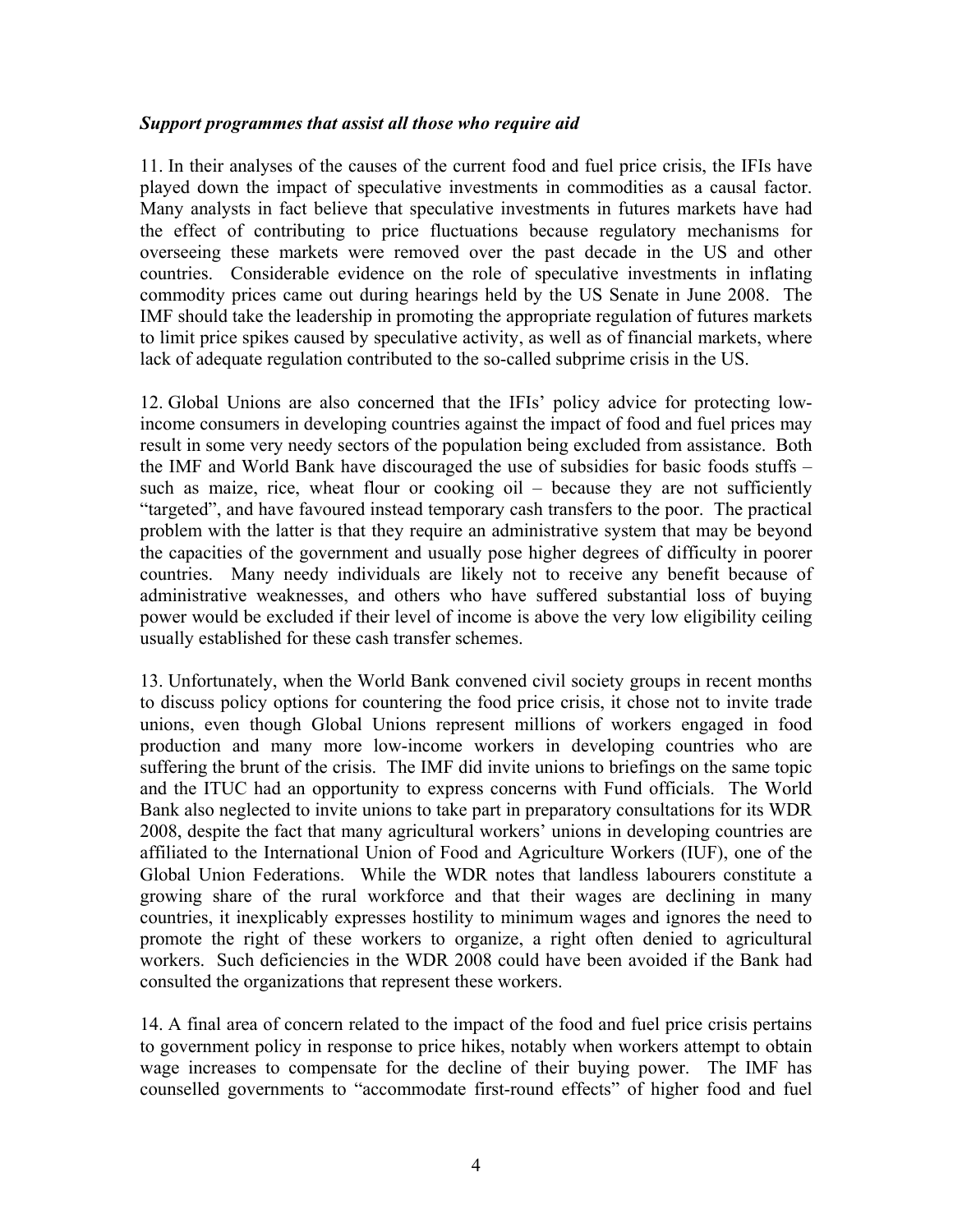***Support programmes that assist all those who require aid***

11. In their analyses of the causes of the current food and fuel price crisis, the IFIs have played down the impact of speculative investments in commodities as a causal factor. Many analysts in fact believe that speculative investments in futures markets have had the effect of contributing to price fluctuations because regulatory mechanisms for overseeing these markets were removed over the past decade in the US and other countries. Considerable evidence on the role of speculative investments in inflating commodity prices came out during hearings held by the US Senate in June 2008. The IMF should take the leadership in promoting the appropriate regulation of futures markets to limit price spikes caused by speculative activity, as well as of financial markets, where lack of adequate regulation contributed to the so-called subprime crisis in the US.

12. Global Unions are also concerned that the IFIs' policy advice for protecting low-income consumers in developing countries against the impact of food and fuel prices may result in some very needy sectors of the population being excluded from assistance. Both the IMF and World Bank have discouraged the use of subsidies for basic foods stuffs – such as maize, rice, wheat flour or cooking oil – because they are not sufficiently "targeted", and have favoured instead temporary cash transfers to the poor. The practical problem with the latter is that they require an administrative system that may be beyond the capacities of the government and usually pose higher degrees of difficulty in poorer countries. Many needy individuals are likely not to receive any benefit because of administrative weaknesses, and others who have suffered substantial loss of buying power would be excluded if their level of income is above the very low eligibility ceiling usually established for these cash transfer schemes.

13. Unfortunately, when the World Bank convened civil society groups in recent months to discuss policy options for countering the food price crisis, it chose not to invite trade unions, even though Global Unions represent millions of workers engaged in food production and many more low-income workers in developing countries who are suffering the brunt of the crisis. The IMF did invite unions to briefings on the same topic and the ITUC had an opportunity to express concerns with Fund officials. The World Bank also neglected to invite unions to take part in preparatory consultations for its WDR 2008, despite the fact that many agricultural workers' unions in developing countries are affiliated to the International Union of Food and Agriculture Workers (IUF), one of the Global Union Federations. While the WDR notes that landless labourers constitute a growing share of the rural workforce and that their wages are declining in many countries, it inexplicably expresses hostility to minimum wages and ignores the need to promote the right of these workers to organize, a right often denied to agricultural workers. Such deficiencies in the WDR 2008 could have been avoided if the Bank had consulted the organizations that represent these workers.

14. A final area of concern related to the impact of the food and fuel price crisis pertains to government policy in response to price hikes, notably when workers attempt to obtain wage increases to compensate for the decline of their buying power. The IMF has counselled governments to "accommodate first-round effects" of higher food and fuel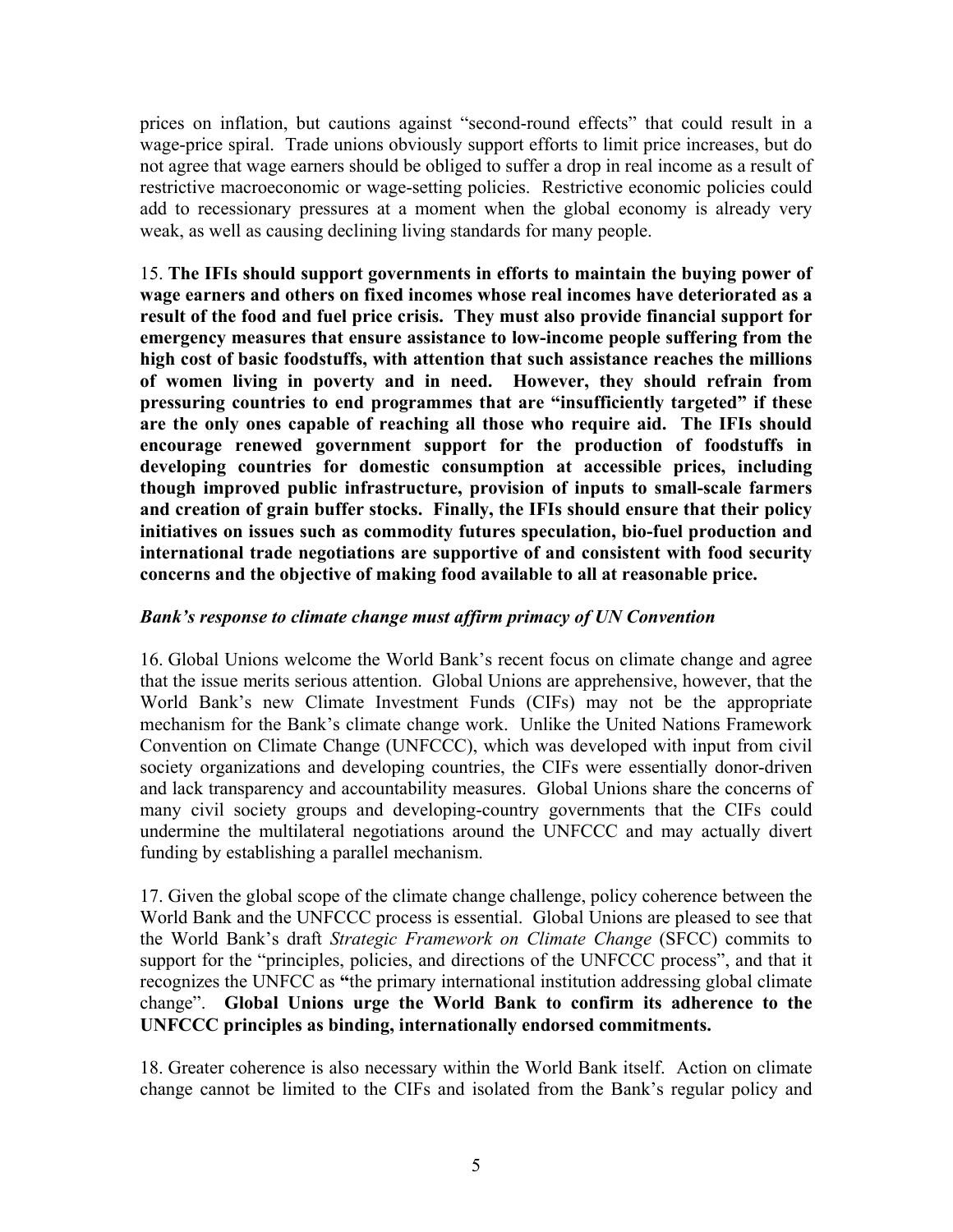prices on inflation, but cautions against "second-round effects" that could result in a wage-price spiral. Trade unions obviously support efforts to limit price increases, but do not agree that wage earners should be obliged to suffer a drop in real income as a result of restrictive macroeconomic or wage-setting policies. Restrictive economic policies could add to recessionary pressures at a moment when the global economy is already very weak, as well as causing declining living standards for many people.

15. **The IFIs should support governments in efforts to maintain the buying power of wage earners and others on fixed incomes whose real incomes have deteriorated as a result of the food and fuel price crisis. They must also provide financial support for emergency measures that ensure assistance to low-income people suffering from the high cost of basic foodstuffs, with attention that such assistance reaches the millions of women living in poverty and in need. However, they should refrain from pressuring countries to end programmes that are "insufficiently targeted" if these are the only ones capable of reaching all those who require aid. The IFIs should encourage renewed government support for the production of foodstuffs in developing countries for domestic consumption at accessible prices, including though improved public infrastructure, provision of inputs to small-scale farmers and creation of grain buffer stocks. Finally, the IFIs should ensure that their policy initiatives on issues such as commodity futures speculation, bio-fuel production and international trade negotiations are supportive of and consistent with food security concerns and the objective of making food available to all at reasonable price.**

***Bank's response to climate change must affirm primacy of UN Convention***

16. Global Unions welcome the World Bank's recent focus on climate change and agree that the issue merits serious attention. Global Unions are apprehensive, however, that the World Bank's new Climate Investment Funds (CIFs) may not be the appropriate mechanism for the Bank's climate change work. Unlike the United Nations Framework Convention on Climate Change (UNFCCC), which was developed with input from civil society organizations and developing countries, the CIFs were essentially donor-driven and lack transparency and accountability measures. Global Unions share the concerns of many civil society groups and developing-country governments that the CIFs could undermine the multilateral negotiations around the UNFCCC and may actually divert funding by establishing a parallel mechanism.

17. Given the global scope of the climate change challenge, policy coherence between the World Bank and the UNFCCC process is essential. Global Unions are pleased to see that the World Bank's draft *Strategic Framework on Climate Change* (SFCC) commits to support for the "principles, policies, and directions of the UNFCCC process", and that it recognizes the UNFCC as "the primary international institution addressing global climate change". **Global Unions urge the World Bank to confirm its adherence to the UNFCCC principles as binding, internationally endorsed commitments.**

18. Greater coherence is also necessary within the World Bank itself. Action on climate change cannot be limited to the CIFs and isolated from the Bank's regular policy and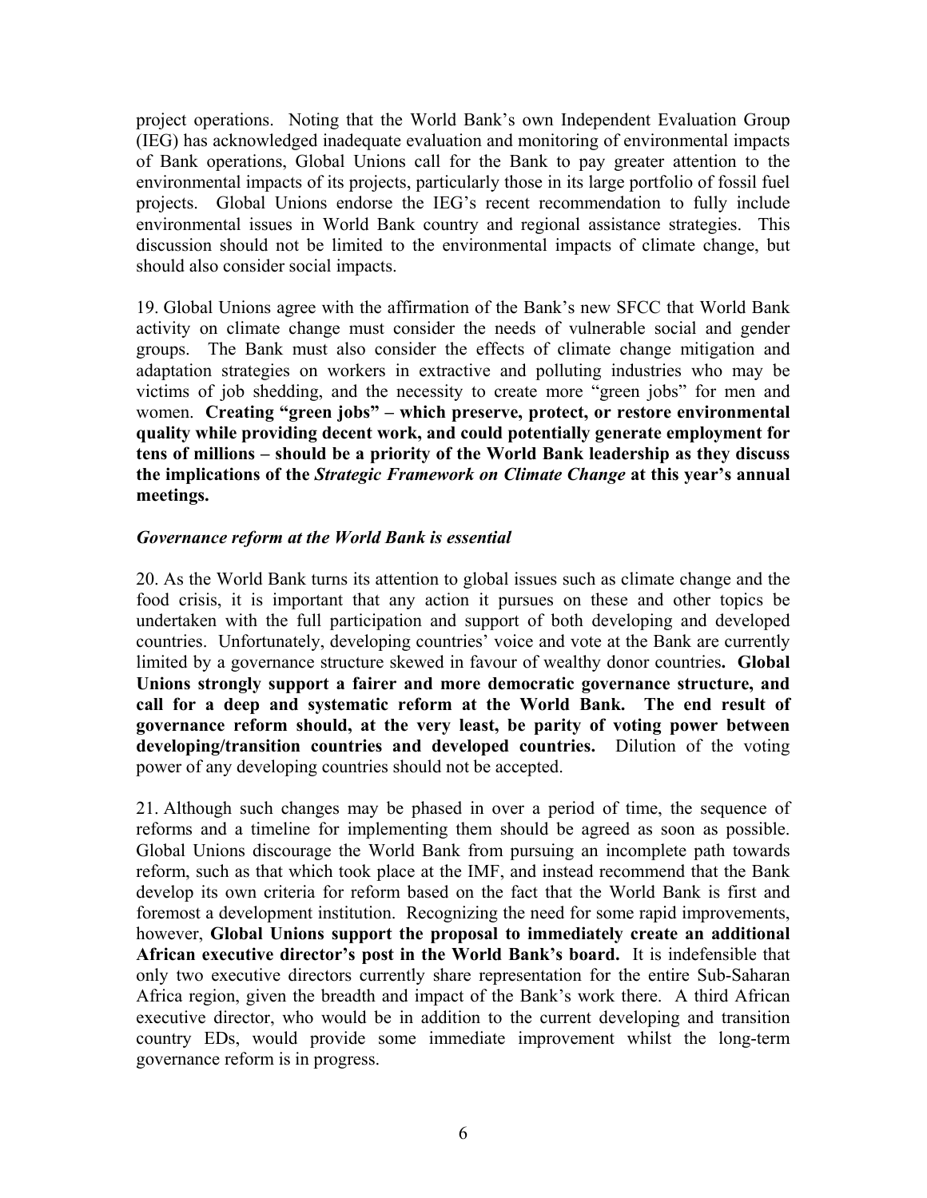project operations. Noting that the World Bank's own Independent Evaluation Group (IEG) has acknowledged inadequate evaluation and monitoring of environmental impacts of Bank operations, Global Unions call for the Bank to pay greater attention to the environmental impacts of its projects, particularly those in its large portfolio of fossil fuel projects. Global Unions endorse the IEG's recent recommendation to fully include environmental issues in World Bank country and regional assistance strategies. This discussion should not be limited to the environmental impacts of climate change, but should also consider social impacts.

19. Global Unions agree with the affirmation of the Bank's new SFCC that World Bank activity on climate change must consider the needs of vulnerable social and gender groups. The Bank must also consider the effects of climate change mitigation and adaptation strategies on workers in extractive and polluting industries who may be victims of job shedding, and the necessity to create more "green jobs" for men and women. **Creating "green jobs" – which preserve, protect, or restore environmental quality while providing decent work, and could potentially generate employment for tens of millions – should be a priority of the World Bank leadership as they discuss the implications of the *Strategic Framework on Climate Change* at this year's annual meetings.**

### *Governance reform at the World Bank is essential*

20. As the World Bank turns its attention to global issues such as climate change and the food crisis, it is important that any action it pursues on these and other topics be undertaken with the full participation and support of both developing and developed countries. Unfortunately, developing countries' voice and vote at the Bank are currently limited by a governance structure skewed in favour of wealthy donor countries**. Global Unions strongly support a fairer and more democratic governance structure, and call for a deep and systematic reform at the World Bank. The end result of governance reform should, at the very least, be parity of voting power between developing/transition countries and developed countries.** Dilution of the voting power of any developing countries should not be accepted.

21. Although such changes may be phased in over a period of time, the sequence of reforms and a timeline for implementing them should be agreed as soon as possible. Global Unions discourage the World Bank from pursuing an incomplete path towards reform, such as that which took place at the IMF, and instead recommend that the Bank develop its own criteria for reform based on the fact that the World Bank is first and foremost a development institution. Recognizing the need for some rapid improvements, however, **Global Unions support the proposal to immediately create an additional African executive director's post in the World Bank's board.** It is indefensible that only two executive directors currently share representation for the entire Sub-Saharan Africa region, given the breadth and impact of the Bank's work there. A third African executive director, who would be in addition to the current developing and transition country EDs, would provide some immediate improvement whilst the long-term governance reform is in progress.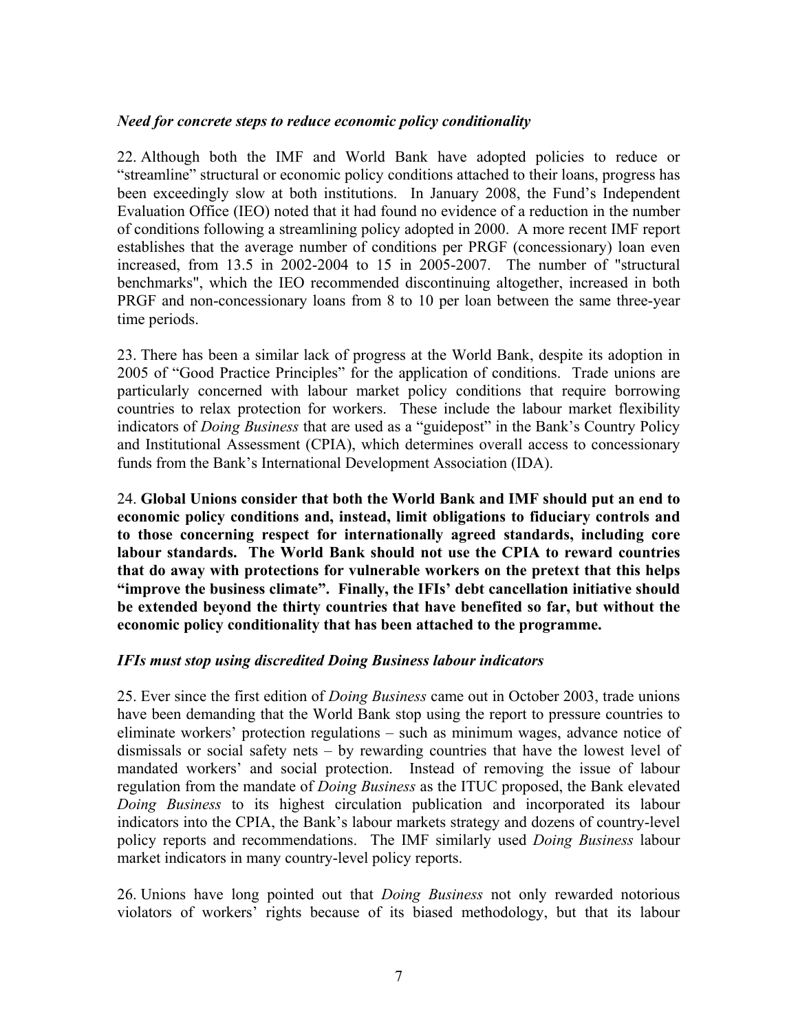*Need for concrete steps to reduce economic policy conditionality*

22. Although both the IMF and World Bank have adopted policies to reduce or "streamline" structural or economic policy conditions attached to their loans, progress has been exceedingly slow at both institutions. In January 2008, the Fund's Independent Evaluation Office (IEO) noted that it had found no evidence of a reduction in the number of conditions following a streamlining policy adopted in 2000. A more recent IMF report establishes that the average number of conditions per PRGF (concessionary) loan even increased, from 13.5 in 2002-2004 to 15 in 2005-2007. The number of "structural benchmarks", which the IEO recommended discontinuing altogether, increased in both PRGF and non-concessionary loans from 8 to 10 per loan between the same three-year time periods.

23. There has been a similar lack of progress at the World Bank, despite its adoption in 2005 of "Good Practice Principles" for the application of conditions. Trade unions are particularly concerned with labour market policy conditions that require borrowing countries to relax protection for workers. These include the labour market flexibility indicators of *Doing Business* that are used as a "guidepost" in the Bank's Country Policy and Institutional Assessment (CPIA), which determines overall access to concessionary funds from the Bank's International Development Association (IDA).

24. **Global Unions consider that both the World Bank and IMF should put an end to economic policy conditions and, instead, limit obligations to fiduciary controls and to those concerning respect for internationally agreed standards, including core labour standards. The World Bank should not use the CPIA to reward countries that do away with protections for vulnerable workers on the pretext that this helps "improve the business climate". Finally, the IFIs' debt cancellation initiative should be extended beyond the thirty countries that have benefited so far, but without the economic policy conditionality that has been attached to the programme.**

*IFIs must stop using discredited Doing Business labour indicators*

25. Ever since the first edition of *Doing Business* came out in October 2003, trade unions have been demanding that the World Bank stop using the report to pressure countries to eliminate workers' protection regulations – such as minimum wages, advance notice of dismissals or social safety nets – by rewarding countries that have the lowest level of mandated workers' and social protection. Instead of removing the issue of labour regulation from the mandate of *Doing Business* as the ITUC proposed, the Bank elevated *Doing Business* to its highest circulation publication and incorporated its labour indicators into the CPIA, the Bank's labour markets strategy and dozens of country-level policy reports and recommendations. The IMF similarly used *Doing Business* labour market indicators in many country-level policy reports.

26. Unions have long pointed out that *Doing Business* not only rewarded notorious violators of workers' rights because of its biased methodology, but that its labour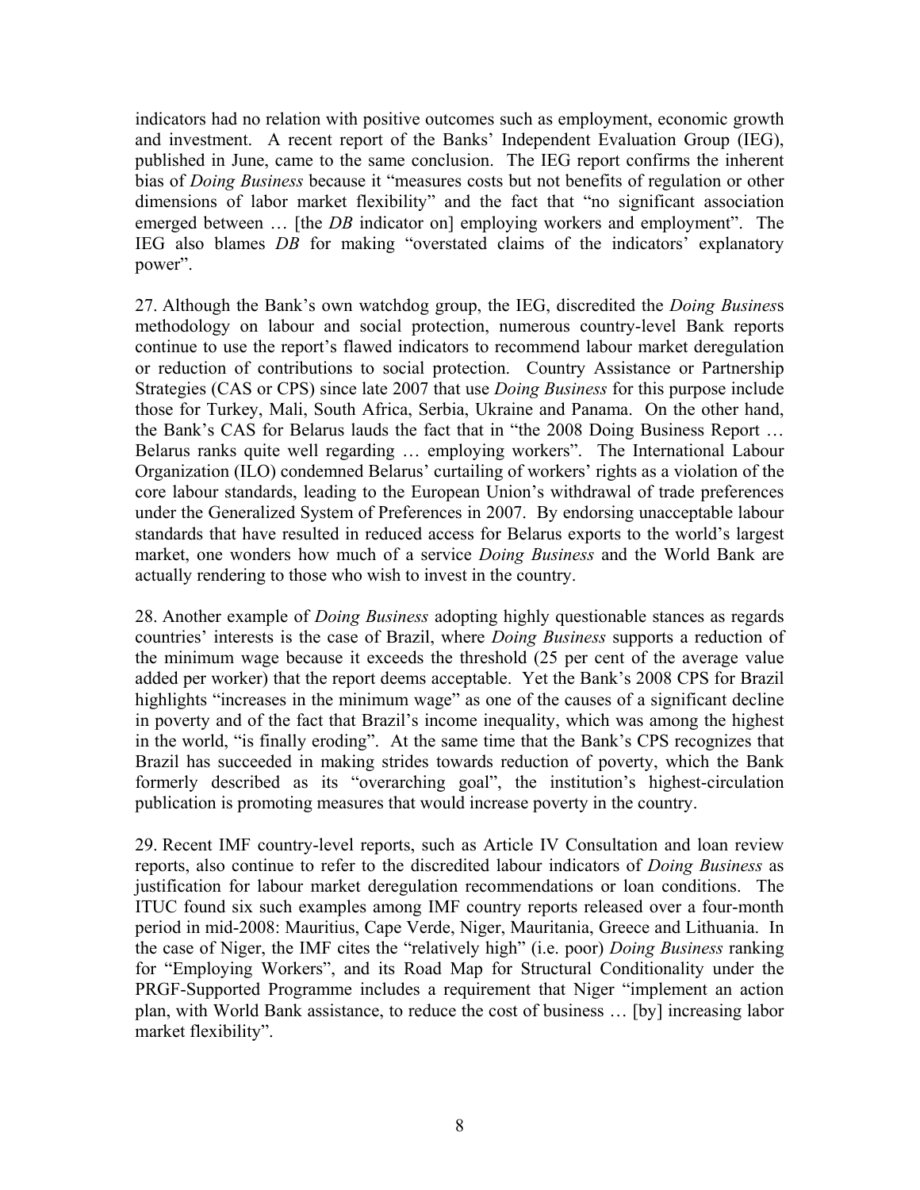indicators had no relation with positive outcomes such as employment, economic growth and investment. A recent report of the Banks' Independent Evaluation Group (IEG), published in June, came to the same conclusion. The IEG report confirms the inherent bias of *Doing Business* because it "measures costs but not benefits of regulation or other dimensions of labor market flexibility" and the fact that "no significant association emerged between … [the *DB* indicator on] employing workers and employment". The IEG also blames *DB* for making "overstated claims of the indicators' explanatory power".

27. Although the Bank's own watchdog group, the IEG, discredited the *Doing Business* methodology on labour and social protection, numerous country-level Bank reports continue to use the report's flawed indicators to recommend labour market deregulation or reduction of contributions to social protection. Country Assistance or Partnership Strategies (CAS or CPS) since late 2007 that use *Doing Business* for this purpose include those for Turkey, Mali, South Africa, Serbia, Ukraine and Panama. On the other hand, the Bank's CAS for Belarus lauds the fact that in "the 2008 Doing Business Report … Belarus ranks quite well regarding … employing workers". The International Labour Organization (ILO) condemned Belarus' curtailing of workers' rights as a violation of the core labour standards, leading to the European Union's withdrawal of trade preferences under the Generalized System of Preferences in 2007. By endorsing unacceptable labour standards that have resulted in reduced access for Belarus exports to the world's largest market, one wonders how much of a service *Doing Business* and the World Bank are actually rendering to those who wish to invest in the country.

28. Another example of *Doing Business* adopting highly questionable stances as regards countries' interests is the case of Brazil, where *Doing Business* supports a reduction of the minimum wage because it exceeds the threshold (25 per cent of the average value added per worker) that the report deems acceptable. Yet the Bank's 2008 CPS for Brazil highlights "increases in the minimum wage" as one of the causes of a significant decline in poverty and of the fact that Brazil's income inequality, which was among the highest in the world, "is finally eroding". At the same time that the Bank's CPS recognizes that Brazil has succeeded in making strides towards reduction of poverty, which the Bank formerly described as its "overarching goal", the institution's highest-circulation publication is promoting measures that would increase poverty in the country.

29. Recent IMF country-level reports, such as Article IV Consultation and loan review reports, also continue to refer to the discredited labour indicators of *Doing Business* as justification for labour market deregulation recommendations or loan conditions. The ITUC found six such examples among IMF country reports released over a four-month period in mid-2008: Mauritius, Cape Verde, Niger, Mauritania, Greece and Lithuania. In the case of Niger, the IMF cites the "relatively high" (i.e. poor) *Doing Business* ranking for "Employing Workers", and its Road Map for Structural Conditionality under the PRGF-Supported Programme includes a requirement that Niger "implement an action plan, with World Bank assistance, to reduce the cost of business … [by] increasing labor market flexibility".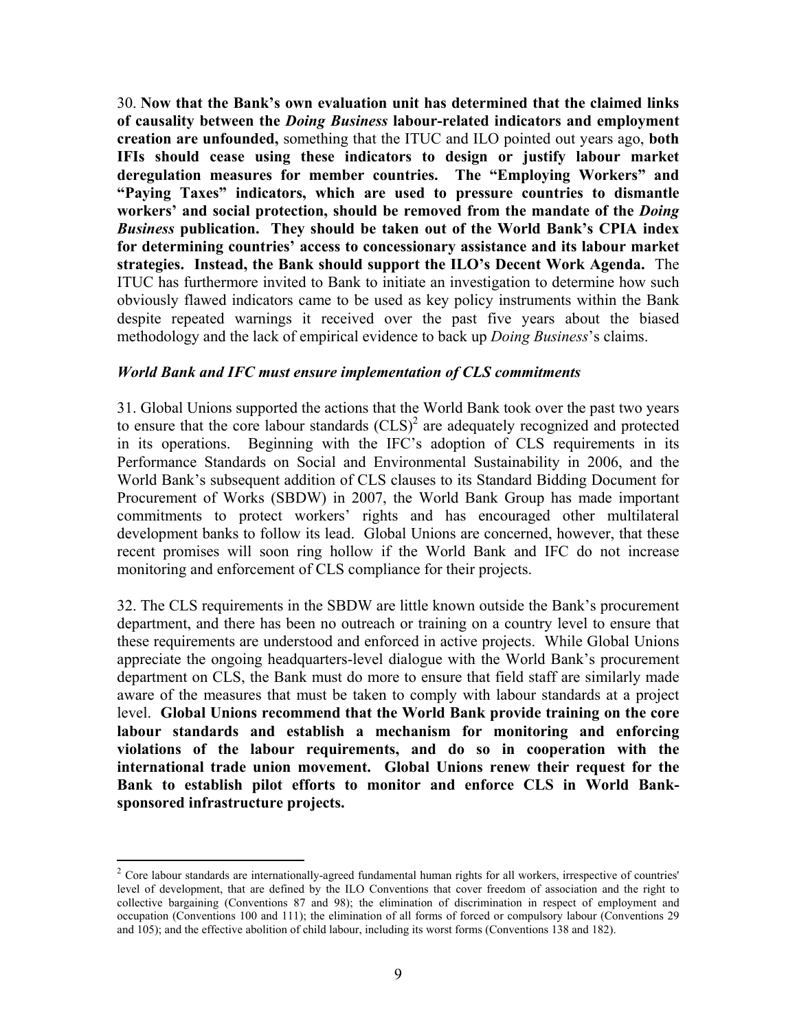30. **Now that the Bank's own evaluation unit has determined that the claimed links of causality between the *Doing Business* labour-related indicators and employment creation are unfounded,** something that the ITUC and ILO pointed out years ago, **both IFIs should cease using these indicators to design or justify labour market deregulation measures for member countries. The "Employing Workers" and "Paying Taxes" indicators, which are used to pressure countries to dismantle workers' and social protection, should be removed from the mandate of the *Doing Business* publication. They should be taken out of the World Bank's CPIA index for determining countries' access to concessionary assistance and its labour market strategies. Instead, the Bank should support the ILO's Decent Work Agenda.** The ITUC has furthermore invited to Bank to initiate an investigation to determine how such obviously flawed indicators came to be used as key policy instruments within the Bank despite repeated warnings it received over the past five years about the biased methodology and the lack of empirical evidence to back up *Doing Business*'s claims.

### *World Bank and IFC must ensure implementation of CLS commitments*

31. Global Unions supported the actions that the World Bank took over the past two years to ensure that the core labour standards (CLS)[2] are adequately recognized and protected in its operations. Beginning with the IFC's adoption of CLS requirements in its Performance Standards on Social and Environmental Sustainability in 2006, and the World Bank's subsequent addition of CLS clauses to its Standard Bidding Document for Procurement of Works (SBDW) in 2007, the World Bank Group has made important commitments to protect workers' rights and has encouraged other multilateral development banks to follow its lead. Global Unions are concerned, however, that these recent promises will soon ring hollow if the World Bank and IFC do not increase monitoring and enforcement of CLS compliance for their projects.

32. The CLS requirements in the SBDW are little known outside the Bank's procurement department, and there has been no outreach or training on a country level to ensure that these requirements are understood and enforced in active projects. While Global Unions appreciate the ongoing headquarters-level dialogue with the World Bank's procurement department on CLS, the Bank must do more to ensure that field staff are similarly made aware of the measures that must be taken to comply with labour standards at a project level. **Global Unions recommend that the World Bank provide training on the core labour standards and establish a mechanism for monitoring and enforcing violations of the labour requirements, and do so in cooperation with the international trade union movement. Global Unions renew their request for the Bank to establish pilot efforts to monitor and enforce CLS in World Bank-sponsored infrastructure projects.**

---

[2] Core labour standards are internationally-agreed fundamental human rights for all workers, irrespective of countries' level of development, that are defined by the ILO Conventions that cover freedom of association and the right to collective bargaining (Conventions 87 and 98); the elimination of discrimination in respect of employment and occupation (Conventions 100 and 111); the elimination of all forms of forced or compulsory labour (Conventions 29 and 105); and the effective abolition of child labour, including its worst forms (Conventions 138 and 182).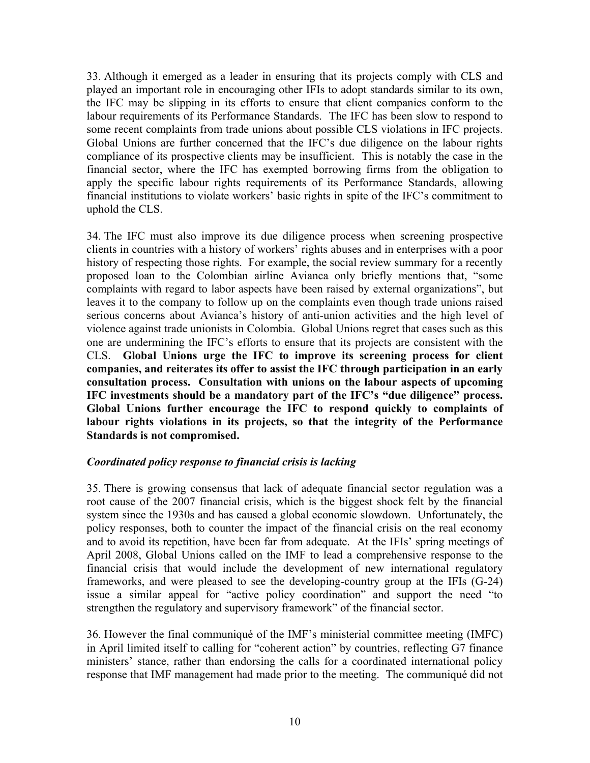33. Although it emerged as a leader in ensuring that its projects comply with CLS and played an important role in encouraging other IFIs to adopt standards similar to its own, the IFC may be slipping in its efforts to ensure that client companies conform to the labour requirements of its Performance Standards. The IFC has been slow to respond to some recent complaints from trade unions about possible CLS violations in IFC projects. Global Unions are further concerned that the IFC's due diligence on the labour rights compliance of its prospective clients may be insufficient. This is notably the case in the financial sector, where the IFC has exempted borrowing firms from the obligation to apply the specific labour rights requirements of its Performance Standards, allowing financial institutions to violate workers' basic rights in spite of the IFC's commitment to uphold the CLS.

34. The IFC must also improve its due diligence process when screening prospective clients in countries with a history of workers' rights abuses and in enterprises with a poor history of respecting those rights. For example, the social review summary for a recently proposed loan to the Colombian airline Avianca only briefly mentions that, "some complaints with regard to labor aspects have been raised by external organizations", but leaves it to the company to follow up on the complaints even though trade unions raised serious concerns about Avianca's history of anti-union activities and the high level of violence against trade unionists in Colombia. Global Unions regret that cases such as this one are undermining the IFC's efforts to ensure that its projects are consistent with the CLS. **Global Unions urge the IFC to improve its screening process for client companies, and reiterates its offer to assist the IFC through participation in an early consultation process. Consultation with unions on the labour aspects of upcoming IFC investments should be a mandatory part of the IFC's "due diligence" process. Global Unions further encourage the IFC to respond quickly to complaints of labour rights violations in its projects, so that the integrity of the Performance Standards is not compromised.**

### *Coordinated policy response to financial crisis is lacking*

35. There is growing consensus that lack of adequate financial sector regulation was a root cause of the 2007 financial crisis, which is the biggest shock felt by the financial system since the 1930s and has caused a global economic slowdown. Unfortunately, the policy responses, both to counter the impact of the financial crisis on the real economy and to avoid its repetition, have been far from adequate. At the IFIs' spring meetings of April 2008, Global Unions called on the IMF to lead a comprehensive response to the financial crisis that would include the development of new international regulatory frameworks, and were pleased to see the developing-country group at the IFIs (G-24) issue a similar appeal for "active policy coordination" and support the need "to strengthen the regulatory and supervisory framework" of the financial sector.

36. However the final communiqué of the IMF's ministerial committee meeting (IMFC) in April limited itself to calling for "coherent action" by countries, reflecting G7 finance ministers' stance, rather than endorsing the calls for a coordinated international policy response that IMF management had made prior to the meeting. The communiqué did not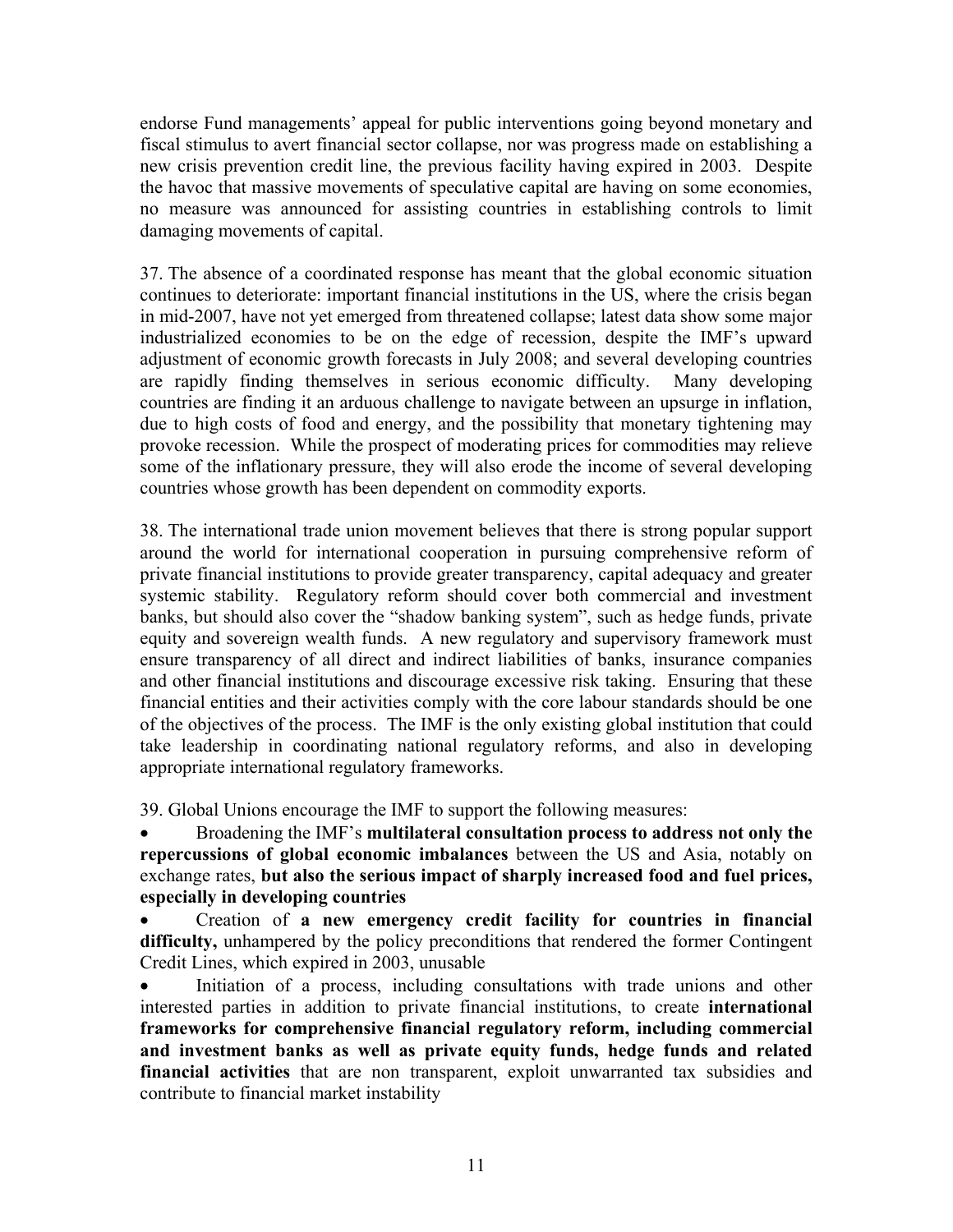endorse Fund managements' appeal for public interventions going beyond monetary and fiscal stimulus to avert financial sector collapse, nor was progress made on establishing a new crisis prevention credit line, the previous facility having expired in 2003. Despite the havoc that massive movements of speculative capital are having on some economies, no measure was announced for assisting countries in establishing controls to limit damaging movements of capital.

37. The absence of a coordinated response has meant that the global economic situation continues to deteriorate: important financial institutions in the US, where the crisis began in mid-2007, have not yet emerged from threatened collapse; latest data show some major industrialized economies to be on the edge of recession, despite the IMF's upward adjustment of economic growth forecasts in July 2008; and several developing countries are rapidly finding themselves in serious economic difficulty. Many developing countries are finding it an arduous challenge to navigate between an upsurge in inflation, due to high costs of food and energy, and the possibility that monetary tightening may provoke recession. While the prospect of moderating prices for commodities may relieve some of the inflationary pressure, they will also erode the income of several developing countries whose growth has been dependent on commodity exports.

38. The international trade union movement believes that there is strong popular support around the world for international cooperation in pursuing comprehensive reform of private financial institutions to provide greater transparency, capital adequacy and greater systemic stability. Regulatory reform should cover both commercial and investment banks, but should also cover the "shadow banking system", such as hedge funds, private equity and sovereign wealth funds. A new regulatory and supervisory framework must ensure transparency of all direct and indirect liabilities of banks, insurance companies and other financial institutions and discourage excessive risk taking. Ensuring that these financial entities and their activities comply with the core labour standards should be one of the objectives of the process. The IMF is the only existing global institution that could take leadership in coordinating national regulatory reforms, and also in developing appropriate international regulatory frameworks.

39. Global Unions encourage the IMF to support the following measures:

- Broadening the IMF's **multilateral consultation process to address not only the repercussions of global economic imbalances** between the US and Asia, notably on exchange rates, **but also the serious impact of sharply increased food and fuel prices, especially in developing countries**
- Creation of **a new emergency credit facility for countries in financial difficulty,** unhampered by the policy preconditions that rendered the former Contingent Credit Lines, which expired in 2003, unusable
- Initiation of a process, including consultations with trade unions and other interested parties in addition to private financial institutions, to create **international frameworks for comprehensive financial regulatory reform, including commercial and investment banks as well as private equity funds, hedge funds and related financial activities** that are non transparent, exploit unwarranted tax subsidies and contribute to financial market instability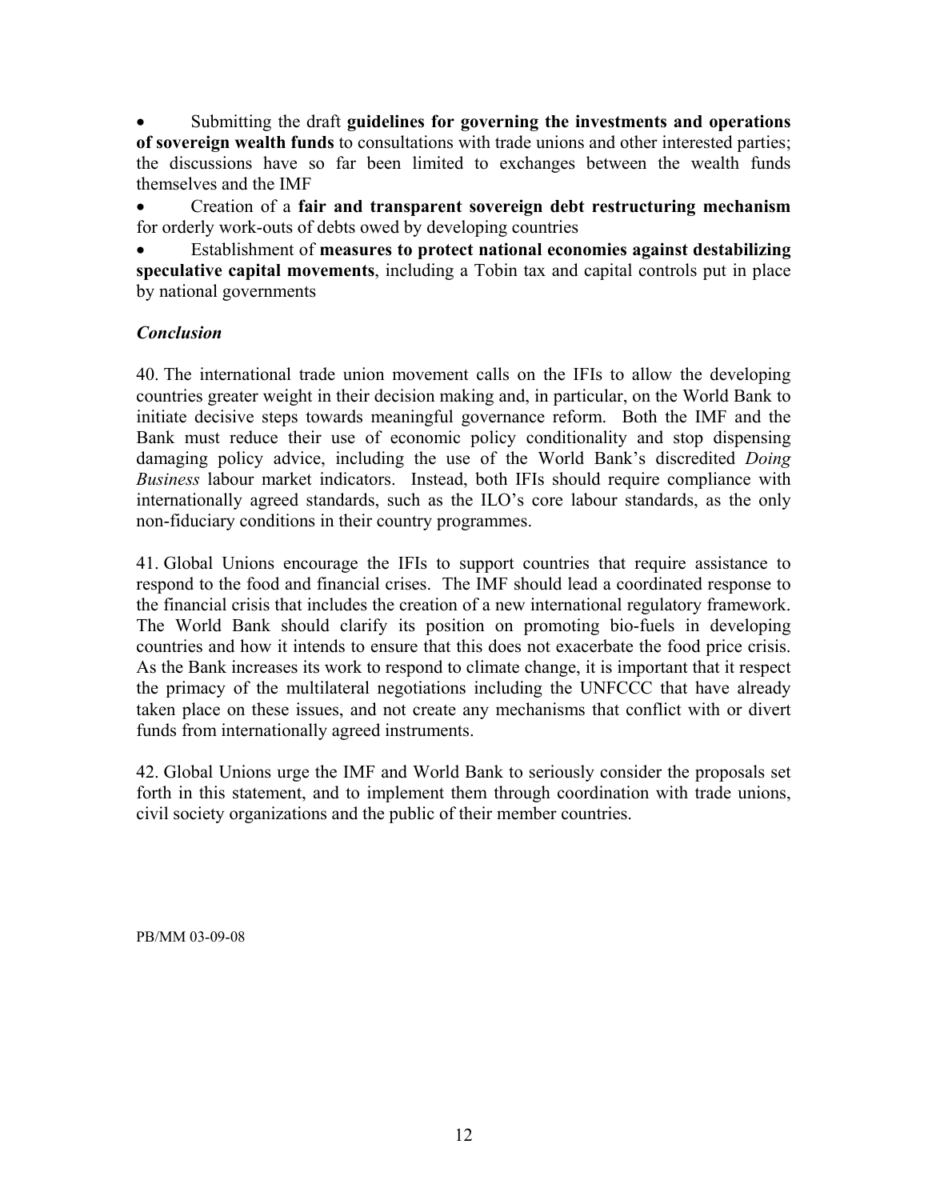- Submitting the draft **guidelines for governing the investments and operations of sovereign wealth funds** to consultations with trade unions and other interested parties; the discussions have so far been limited to exchanges between the wealth funds themselves and the IMF
- Creation of a **fair and transparent sovereign debt restructuring mechanism** for orderly work-outs of debts owed by developing countries
- Establishment of **measures to protect national economies against destabilizing speculative capital movements**, including a Tobin tax and capital controls put in place by national governments

### *Conclusion*

40. The international trade union movement calls on the IFIs to allow the developing countries greater weight in their decision making and, in particular, on the World Bank to initiate decisive steps towards meaningful governance reform. Both the IMF and the Bank must reduce their use of economic policy conditionality and stop dispensing damaging policy advice, including the use of the World Bank's discredited *Doing Business* labour market indicators. Instead, both IFIs should require compliance with internationally agreed standards, such as the ILO's core labour standards, as the only non-fiduciary conditions in their country programmes.

41. Global Unions encourage the IFIs to support countries that require assistance to respond to the food and financial crises. The IMF should lead a coordinated response to the financial crisis that includes the creation of a new international regulatory framework. The World Bank should clarify its position on promoting bio-fuels in developing countries and how it intends to ensure that this does not exacerbate the food price crisis. As the Bank increases its work to respond to climate change, it is important that it respect the primacy of the multilateral negotiations including the UNFCCC that have already taken place on these issues, and not create any mechanisms that conflict with or divert funds from internationally agreed instruments.

42. Global Unions urge the IMF and World Bank to seriously consider the proposals set forth in this statement, and to implement them through coordination with trade unions, civil society organizations and the public of their member countries.

PB/MM 03-09-08